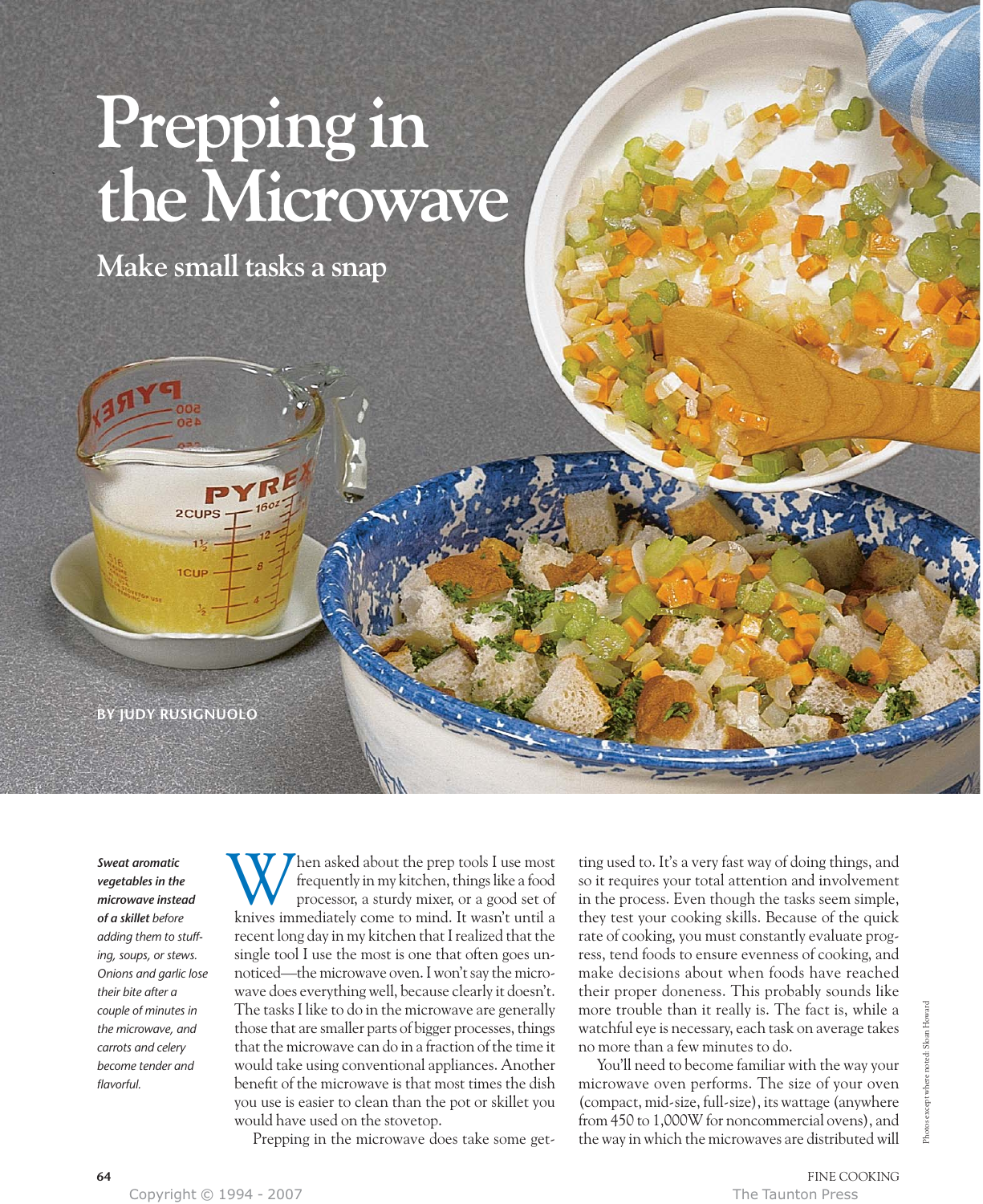# Prepping in the Microwave

## Make small tasks a snap

BY JUDY RUSIGNUOLO

***Sweat aromatic vegetables in the microwave instead of a skillet*** *before adding them to stuffing, soups, or stews. Onions and garlic lose their bite after a couple of minutes in the microwave, and carrots and celery become tender and flavorful.*

When asked about the prep tools I use most frequently in my kitchen, things like a food processor, a sturdy mixer, or a good set of knives immediately come to mind. It wasn't until a recent long day in my kitchen that I realized that the single tool I use the most is one that often goes unnoticed—the microwave oven. I won't say the microwave does everything well, because clearly it doesn't. The tasks I like to do in the microwave are generally those that are smaller parts of bigger processes, things that the microwave can do in a fraction of the time it would take using conventional appliances. Another benefit of the microwave is that most times the dish you use is easier to clean than the pot or skillet you would have used on the stovetop.

Prepping in the microwave does take some getting used to. It's a very fast way of doing things, and so it requires your total attention and involvement in the process. Even though the tasks seem simple, they test your cooking skills. Because of the quick rate of cooking, you must constantly evaluate progress, tend foods to ensure evenness of cooking, and make decisions about when foods have reached their proper doneness. This probably sounds like more trouble than it really is. The fact is, while a watchful eye is necessary, each task on average takes no more than a few minutes to do.

You'll need to become familiar with the way your microwave oven performs. The size of your oven (compact, mid-size, full-size), its wattage (anywhere from 450 to 1,000W for noncommercial ovens), and the way in which the microwaves are distributed will

Photos except where noted: Sloan Howard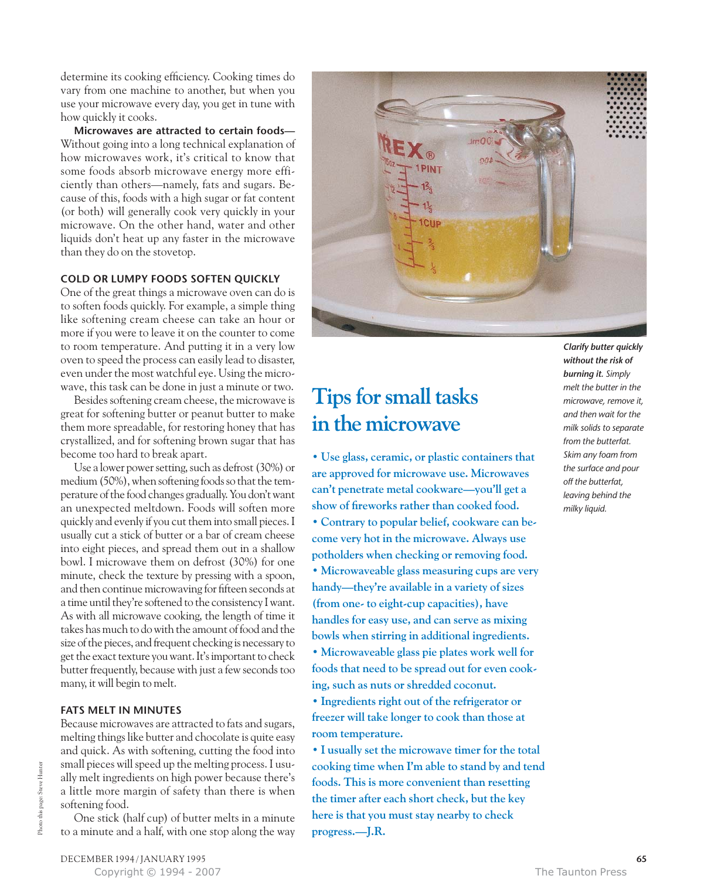determine its cooking efficiency. Cooking times do vary from one machine to another, but when you use your microwave every day, you get in tune with how quickly it cooks.

**Microwaves are attracted to certain foods—** Without going into a long technical explanation of how microwaves work, it's critical to know that some foods absorb microwave energy more efficiently than others—namely, fats and sugars. Because of this, foods with a high sugar or fat content (or both) will generally cook very quickly in your microwave. On the other hand, water and other liquids don't heat up any faster in the microwave than they do on the stovetop.

### COLD OR LUMPY FOODS SOFTEN QUICKLY

One of the great things a microwave oven can do is to soften foods quickly. For example, a simple thing like softening cream cheese can take an hour or more if you were to leave it on the counter to come to room temperature. And putting it in a very low oven to speed the process can easily lead to disaster, even under the most watchful eye. Using the microwave, this task can be done in just a minute or two.

Besides softening cream cheese, the microwave is great for softening butter or peanut butter to make them more spreadable, for restoring honey that has crystallized, and for softening brown sugar that has become too hard to break apart.

Use a lower power setting, such as defrost (30%) or medium (50%), when softening foods so that the temperature of the food changes gradually. You don't want an unexpected meltdown. Foods will soften more quickly and evenly if you cut them into small pieces. I usually cut a stick of butter or a bar of cream cheese into eight pieces, and spread them out in a shallow bowl. I microwave them on defrost (30%) for one minute, check the texture by pressing with a spoon, and then continue microwaving for fifteen seconds at a time until they're softened to the consistency I want. As with all microwave cooking, the length of time it takes has much to do with the amount of food and the size of the pieces, and frequent checking is necessary to get the exact texture you want. It's important to check butter frequently, because with just a few seconds too many, it will begin to melt.

### FATS MELT IN MINUTES

Because microwaves are attracted to fats and sugars, melting things like butter and chocolate is quite easy and quick. As with softening, cutting the food into small pieces will speed up the melting process. I usually melt ingredients on high power because there's a little more margin of safety than there is when softening food.

One stick (half cup) of butter melts in a minute to a minute and a half, with one stop along the way

***Clarify butter quickly without the risk of burning it.*** *Simply melt the butter in the microwave, remove it, and then wait for the milk solids to separate from the butterfat. Skim any foam from the surface and pour off the butterfat, leaving behind the milky liquid.*

## Tips for small tasks in the microwave

- Use glass, ceramic, or plastic containers that are approved for microwave use. Microwaves can't penetrate metal cookware—you'll get a show of fireworks rather than cooked food.
- Contrary to popular belief, cookware can become very hot in the microwave. Always use potholders when checking or removing food.
- Microwaveable glass measuring cups are very handy—they're available in a variety of sizes (from one- to eight-cup capacities), have handles for easy use, and can serve as mixing bowls when stirring in additional ingredients.
- Microwaveable glass pie plates work well for foods that need to be spread out for even cooking, such as nuts or shredded coconut.
- Ingredients right out of the refrigerator or freezer will take longer to cook than those at room temperature.
- I usually set the microwave timer for the total cooking time when I'm able to stand by and tend foods. This is more convenient than resetting the timer after each short check, but the key here is that you must stay nearby to check progress.—J.R.

Photo this page: Steve Hunter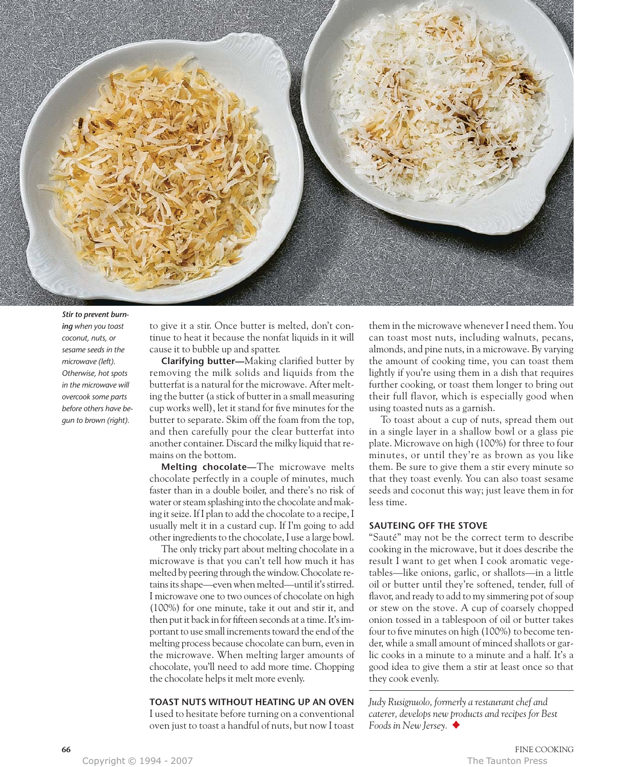*Stir to prevent burning when you toast coconut, nuts, or sesame seeds in the microwave (left). Otherwise, hot spots in the microwave will overcook some parts before others have begun to brown (right).*

to give it a stir. Once butter is melted, don't continue to heat it because the nonfat liquids in it will cause it to bubble up and spatter.

**Clarifying butter—**Making clarified butter by removing the milk solids and liquids from the butterfat is a natural for the microwave. After melting the butter (a stick of butter in a small measuring cup works well), let it stand for five minutes for the butter to separate. Skim off the foam from the top, and then carefully pour the clear butterfat into another container. Discard the milky liquid that remains on the bottom.

**Melting chocolate—**The microwave melts chocolate perfectly in a couple of minutes, much faster than in a double boiler, and there's no risk of water or steam splashing into the chocolate and making it seize. If I plan to add the chocolate to a recipe, I usually melt it in a custard cup. If I'm going to add other ingredients to the chocolate, I use a large bowl.

The only tricky part about melting chocolate in a microwave is that you can't tell how much it has melted by peering through the window. Chocolate retains its shape—even when melted—until it's stirred. I microwave one to two ounces of chocolate on high (100%) for one minute, take it out and stir it, and then put it back in for fifteen seconds at a time. It's important to use small increments toward the end of the melting process because chocolate can burn, even in the microwave. When melting larger amounts of chocolate, you'll need to add more time. Chopping the chocolate helps it melt more evenly.

## TOAST NUTS WITHOUT HEATING UP AN OVEN

I used to hesitate before turning on a conventional oven just to toast a handful of nuts, but now I toast them in the microwave whenever I need them. You can toast most nuts, including walnuts, pecans, almonds, and pine nuts, in a microwave. By varying the amount of cooking time, you can toast them lightly if you're using them in a dish that requires further cooking, or toast them longer to bring out their full flavor, which is especially good when using toasted nuts as a garnish.

To toast about a cup of nuts, spread them out in a single layer in a shallow bowl or a glass pie plate. Microwave on high (100%) for three to four minutes, or until they're as brown as you like them. Be sure to give them a stir every minute so that they toast evenly. You can also toast sesame seeds and coconut this way; just leave them in for less time.

## SAUTEING OFF THE STOVE

"Sauté" may not be the correct term to describe cooking in the microwave, but it does describe the result I want to get when I cook aromatic vegetables—like onions, garlic, or shallots—in a little oil or butter until they're softened, tender, full of flavor, and ready to add to my simmering pot of soup or stew on the stove. A cup of coarsely chopped onion tossed in a tablespoon of oil or butter takes four to five minutes on high (100%) to become tender, while a small amount of minced shallots or garlic cooks in a minute to a minute and a half. It's a good idea to give them a stir at least once so that they cook evenly.

---

*Judy Rusignuolo, formerly a restaurant chef and caterer, develops new products and recipes for Best Foods in New Jersey.* ◆